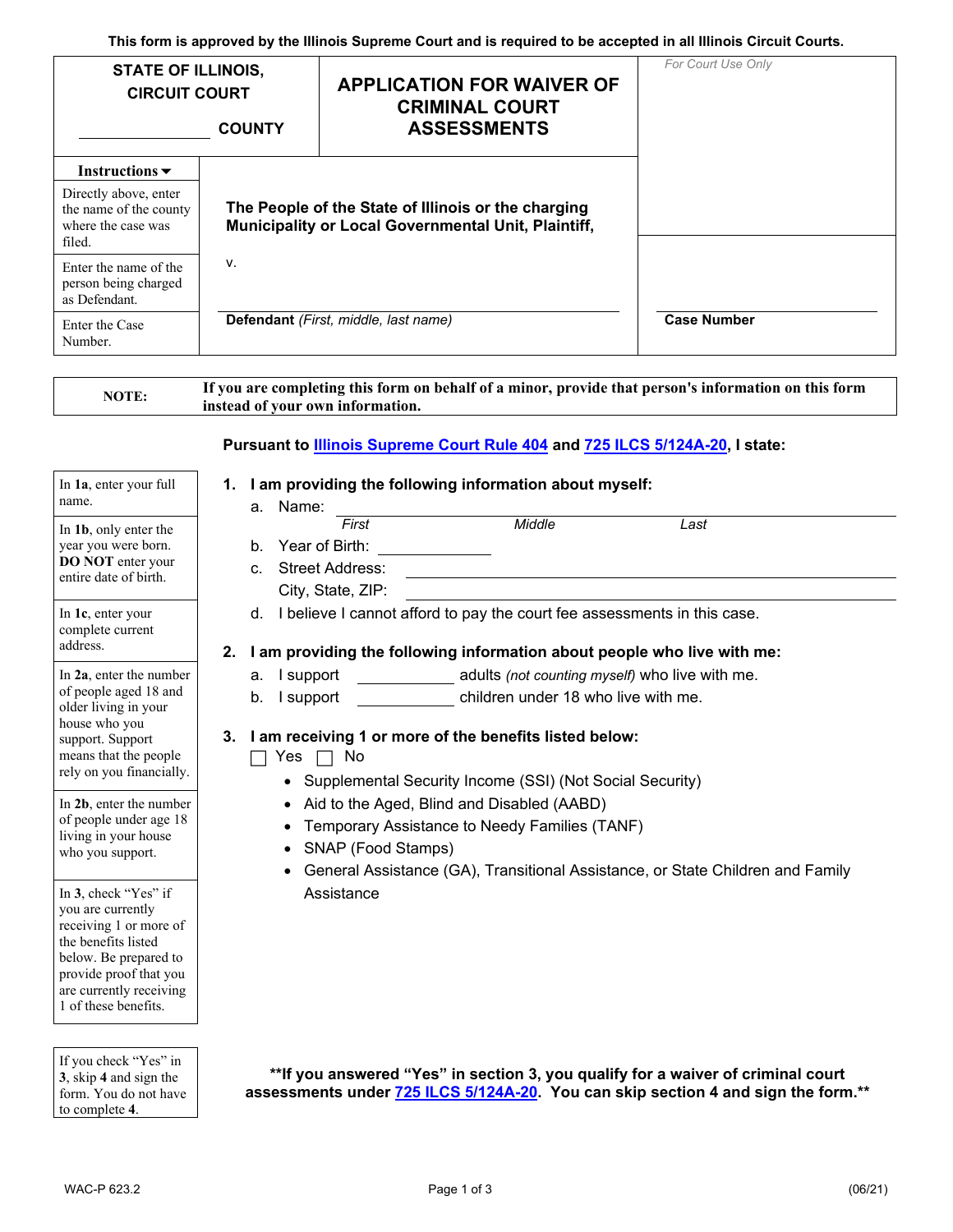This form is approved by the Illinois Supreme Court and is required to be accepted in all Illinois Circuit Courts.

| STATE OF ILLINOIS, CIRCUIT COURT | APPLICATION FOR WAIVER OF CRIMINAL COURT ASSESSMENTS | *For Court Use Only* |
|---|---|---|
| ______________ COUNTY | | |

| Instructions ▼ | | |
|---|---|---|
| Directly above, enter the name of the county where the case was filed. | **The People of the State of Illinois or the charging Municipality or Local Governmental Unit, Plaintiff,** | |
| Enter the name of the person being charged as Defendant. | v. | |
| Enter the Case Number. | **Defendant** *(First, middle, last name)* | **Case Number** |

| **NOTE:** | **If you are completing this form on behalf of a minor, provide that person's information on this form instead of your own information.** |
|---|---|

**Pursuant to Illinois Supreme Court Rule 404 and 725 ILCS 5/124A-20, I state:**

*In **1a**, enter your full name.*

*In **1b**, only enter the year you were born. **DO NOT** enter your entire date of birth.*

*In **1c**, enter your complete current address.*

**1. I am providing the following information about myself:**

a. Name: ______________________________________________
   *First* *Middle* *Last*

b. Year of Birth: ______________

c. Street Address: ______________________________________________
   City, State, ZIP: ______________________________________________

d. I believe I cannot afford to pay the court fee assessments in this case.

*In **2a**, enter the number of people aged 18 and older living in your house who you support. Support means that the people rely on you financially.*

*In **2b**, enter the number of people under age 18 living in your house who you support.*

**2. I am providing the following information about people who live with me:**

a. I support ______________ adults *(not counting myself)* who live with me.

b. I support ______________ children under 18 who live with me.

*In **3**, check "Yes" if you are currently receiving 1 or more of the benefits listed below. Be prepared to provide proof that you are currently receiving 1 of these benefits.*

**3. I am receiving 1 or more of the benefits listed below:**

☐ Yes ☐ No

- Supplemental Security Income (SSI) (Not Social Security)
- Aid to the Aged, Blind and Disabled (AABD)
- Temporary Assistance to Needy Families (TANF)
- SNAP (Food Stamps)
- General Assistance (GA), Transitional Assistance, or State Children and Family Assistance

*If you check "Yes" in **3**, skip **4** and sign the form. You do not have to complete **4**.*

**\*\*If you answered "Yes" in section 3, you qualify for a waiver of criminal court assessments under 725 ILCS 5/124A-20. You can skip section 4 and sign the form.\*\***

WAC-P 623.2 (06/21)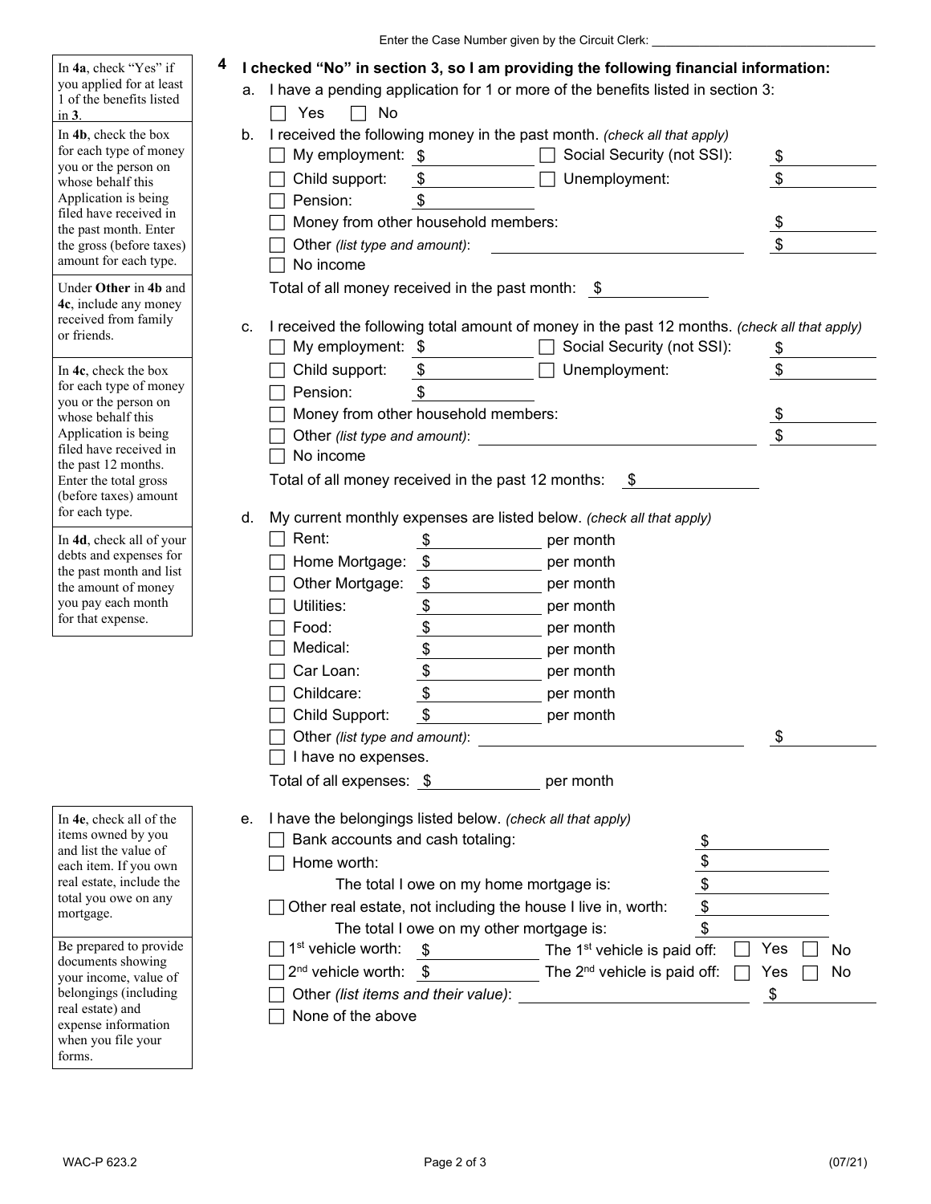Enter the Case Number given by the Circuit Clerk: ______________________

> In **4a**, check "Yes" if you applied for at least 1 of the benefits listed in **3**.
>
> In **4b**, check the box for each type of money you or the person on whose behalf this Application is being filed have received in the past month. Enter the gross (before taxes) amount for each type.
>
> Under **Other** in **4b** and **4c**, include any money received from family or friends.
>
> In **4c**, check the box for each type of money you or the person on whose behalf this Application is being filed have received in the past 12 months. Enter the total gross (before taxes) amount for each type.
>
> In **4d**, check all of your debts and expenses for the past month and list the amount of money you pay each month for that expense.
>
> In **4e**, check all of the items owned by you and list the value of each item. If you own real estate, include the total you owe on any mortgage.
>
> Be prepared to provide documents showing your income, value of belongings (including real estate) and expense information when you file your forms.

## 4 I checked "No" in section 3, so I am providing the following financial information:

a. I have a pending application for 1 or more of the benefits listed in section 3:

☐ Yes ☐ No

b. I received the following money in the past month. *(check all that apply)*

- ☐ My employment: $ ________ ☐ Social Security (not SSI): $ ________
- ☐ Child support: $ ________ ☐ Unemployment: $ ________
- ☐ Pension: $ ________
- ☐ Money from other household members: $ ________
- ☐ Other *(list type and amount)*: ____________________ $ ________
- ☐ No income

Total of all money received in the past month: $ ________

c. I received the following total amount of money in the past 12 months. *(check all that apply)*

- ☐ My employment: $ ________ ☐ Social Security (not SSI): $ ________
- ☐ Child support: $ ________ ☐ Unemployment: $ ________
- ☐ Pension: $ ________
- ☐ Money from other household members: $ ________
- ☐ Other *(list type and amount)*: ____________________ $ ________
- ☐ No income

Total of all money received in the past 12 months: $ ________

d. My current monthly expenses are listed below. *(check all that apply)*

- ☐ Rent: $ ________ per month
- ☐ Home Mortgage: $ ________ per month
- ☐ Other Mortgage: $ ________ per month
- ☐ Utilities: $ ________ per month
- ☐ Food: $ ________ per month
- ☐ Medical: $ ________ per month
- ☐ Car Loan: $ ________ per month
- ☐ Childcare: $ ________ per month
- ☐ Child Support: $ ________ per month
- ☐ Other *(list type and amount)*: ____________________ $ ________
- ☐ I have no expenses.

Total of all expenses: $ ________ per month

e. I have the belongings listed below. *(check all that apply)*

- ☐ Bank accounts and cash totaling: $ ________
- ☐ Home worth: $ ________
  - The total I owe on my home mortgage is: $ ________
- ☐ Other real estate, not including the house I live in, worth: $ ________
  - The total I owe on my other mortgage is: $ ________
- ☐ 1st vehicle worth: $ ________ The 1st vehicle is paid off: ☐ Yes ☐ No
- ☐ 2nd vehicle worth: $ ________ The 2nd vehicle is paid off: ☐ Yes ☐ No
- ☐ Other *(list items and their value)*: ____________________ $ ________
- ☐ None of the above

WAC-P 623.2 (07/21)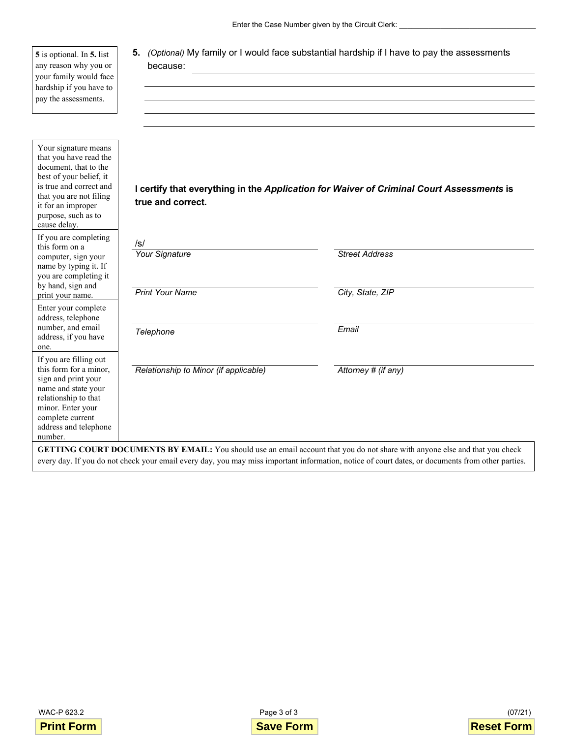Enter the Case Number given by the Circuit Clerk: ___________________________

**5** is optional. In **5.** list any reason why you or your family would face hardship if you have to pay the assessments.

**5.** *(Optional)* My family or I would face substantial hardship if I have to pay the assessments because: ___________________________

___________________________

___________________________

___________________________

___________________________

Your signature means that you have read the document, that to the best of your belief, it is true and correct and that you are not filing it for an improper purpose, such as to cause delay.

**I certify that everything in the *Application for Waiver of Criminal Court Assessments* is true and correct.**

If you are completing this form on a computer, sign your name by typing it. If you are completing it by hand, sign and print your name.

Enter your complete address, telephone number, and email address, if you have one.

If you are filling out this form for a minor, sign and print your name and state your relationship to that minor. Enter your complete current address and telephone number.

| | |
|---|---|
| /s/ ___________________________ | ___________________________ |
| *Your Signature* | *Street Address* |
| ___________________________ | ___________________________ |
| *Print Your Name* | *City, State, ZIP* |
| ___________________________ | ___________________________ |
| *Telephone* | *Email* |
| ___________________________ | ___________________________ |
| *Relationship to Minor (if applicable)* | *Attorney # (if any)* |

**GETTING COURT DOCUMENTS BY EMAIL:** You should use an email account that you do not share with anyone else and that you check every day. If you do not check your email every day, you may miss important information, notice of court dates, or documents from other parties.

WAC-P 623.2 (07/21)

Print Form Save Form Reset Form